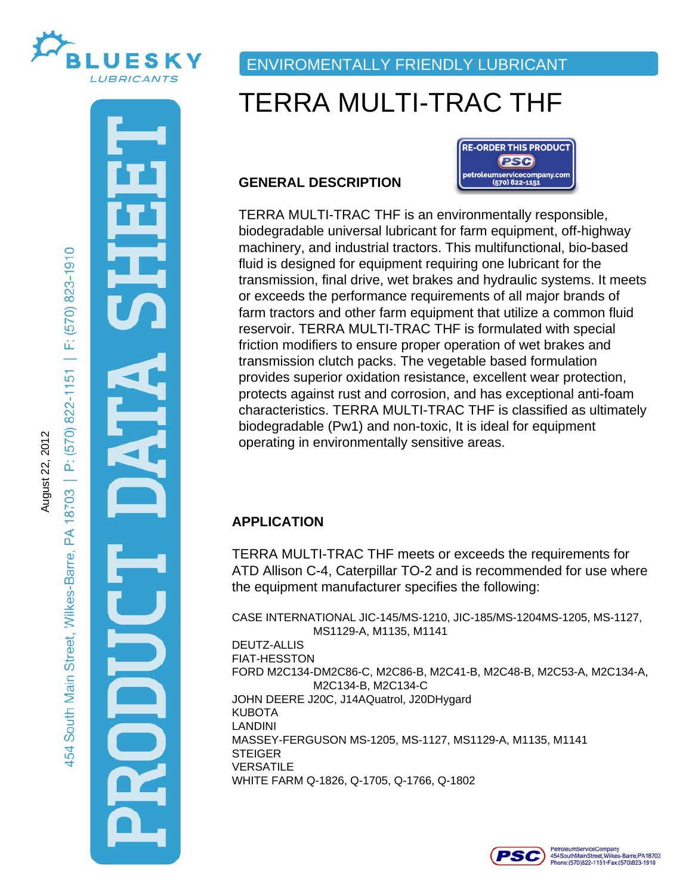ENVIROMENTALLY FRIENDLY LUBRICANT

# TERRA MULTI-TRAC THF

RE-ORDER THIS PRODUCT
PSC
petroleumservicecompany.com
(570) 822-1151

## GENERAL DESCRIPTION

TERRA MULTI-TRAC THF is an environmentally responsible, biodegradable universal lubricant for farm equipment, off-highway machinery, and industrial tractors. This multifunctional, bio-based fluid is designed for equipment requiring one lubricant for the transmission, final drive, wet brakes and hydraulic systems. It meets or exceeds the performance requirements of all major brands of farm tractors and other farm equipment that utilize a common fluid reservoir. TERRA MULTI-TRAC THF is formulated with special friction modifiers to ensure proper operation of wet brakes and transmission clutch packs. The vegetable based formulation provides superior oxidation resistance, excellent wear protection, protects against rust and corrosion, and has exceptional anti-foam characteristics. TERRA MULTI-TRAC THF is classified as ultimately biodegradable (Pw1) and non-toxic, It is ideal for equipment operating in environmentally sensitive areas.

## APPLICATION

TERRA MULTI-TRAC THF meets or exceeds the requirements for ATD Allison C-4, Caterpillar TO-2 and is recommended for use where the equipment manufacturer specifies the following:

CASE INTERNATIONAL JIC-145/MS-1210, JIC-185/MS-1204MS-1205, MS-1127, MS1129-A, M1135, M1141
DEUTZ-ALLIS
FIAT-HESSTON
FORD M2C134-DM2C86-C, M2C86-B, M2C41-B, M2C48-B, M2C53-A, M2C134-A, M2C134-B, M2C134-C
JOHN DEERE J20C, J14AQuatrol, J20DHygard
KUBOTA
LANDINI
MASSEY-FERGUSON MS-1205, MS-1127, MS1129-A, M1135, M1141
STEIGER
VERSATILE
WHITE FARM Q-1826, Q-1705, Q-1766, Q-1802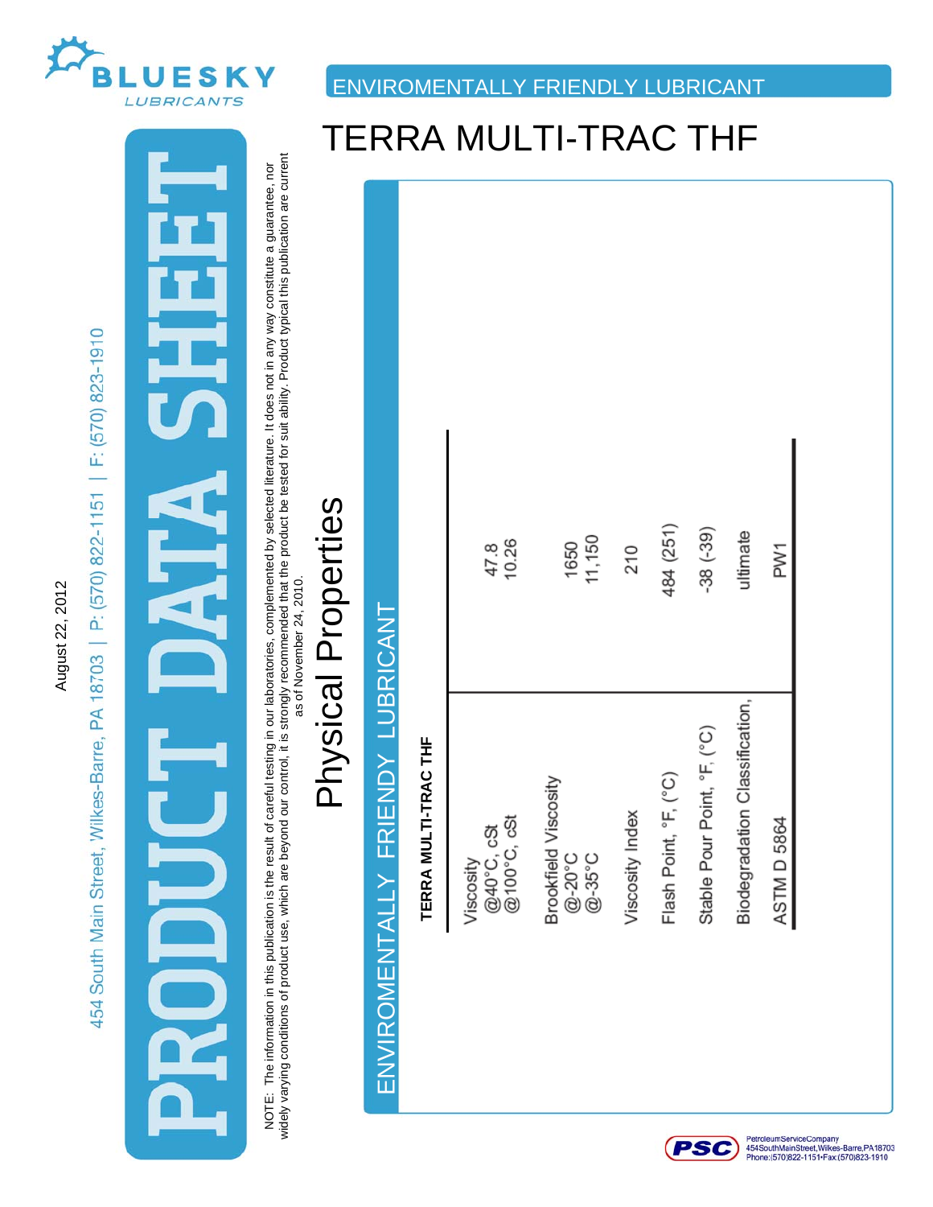BLUESKY LUBRICANTS

August 22, 2012

454 South Main Street, Wilkes-Barre, PA 18703 | P: (570) 822-1151 | F: (570) 823-1910

# PRODUCT DATA SHEET

NOTE: The information in this publication is the result of careful testing in our laboratories, complemented by selected literature. It does not in any way constitute a guarantee, nor widely varying conditions of product use, which are beyond our control, it is strongly recommended that the product be tested for suit ability. Product typical this publication are current as of November 24, 2010.

ENVIROMENTALLY FRIENDLY LUBRICANT

# TERRA MULTI-TRAC THF

## Physical Properties

ENVIROMENTALLY FRIENDLY LUBRICANT

| TERRA MULTI-TRAC THF | |
|---|---|
| Viscosity<br>@40°C, cSt<br>@100°C, cSt | 47.8<br>10.26 |
| Brookfield Viscosity<br>@-20°C<br>@-35°C | 1650<br>11,150 |
| Viscosity Index | 210 |
| Flash Point, °F, (°C) | 484 (251) |
| Stable Pour Point, °F, (°C) | -38 (-39) |
| Biodegradation Classification, | ultimate |
| ASTM D 5864 | PW1 |

PSC PetroleumServiceCompany
454SouthMainStreet,Wilkes-Barre,PA18703
Phone:(570)822-1151•Fax:(570)823-1910